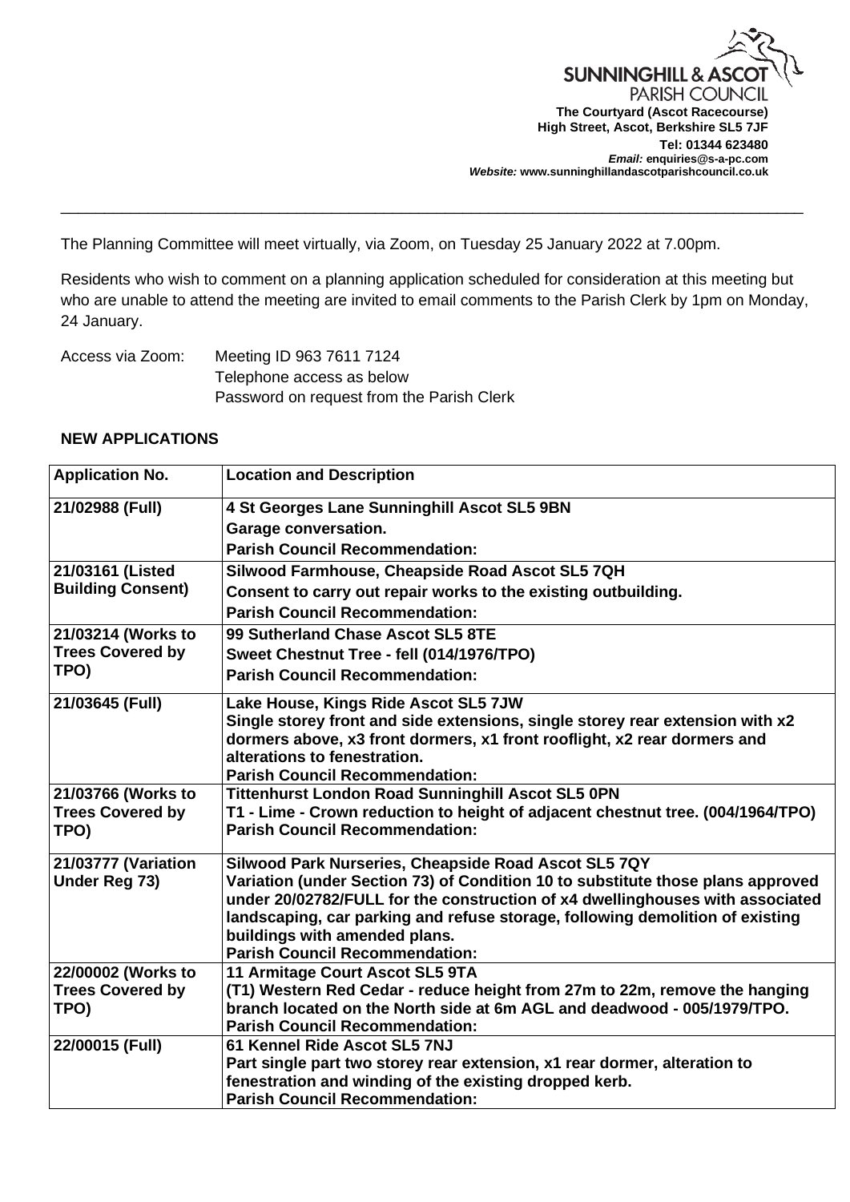**SUNNINGHILL & ASCOT PARISH COUNCIL**

**The Courtyard (Ascot Racecourse)**
**High Street, Ascot, Berkshire SL5 7JF**
**Tel: 01344 623480**
***Email:* enquiries@s-a-pc.com**
***Website:* www.sunninghillandascotparishcouncil.co.uk**

---

The Planning Committee will meet virtually, via Zoom, on Tuesday 25 January 2022 at 7.00pm.

Residents who wish to comment on a planning application scheduled for consideration at this meeting but who are unable to attend the meeting are invited to email comments to the Parish Clerk by 1pm on Monday, 24 January.

Access via Zoom: Meeting ID 963 7611 7124
Telephone access as below
Password on request from the Parish Clerk

## NEW APPLICATIONS

| **Application No.** | **Location and Description** |
|---|---|
| **21/02988 (Full)** | **4 St Georges Lane Sunninghill Ascot SL5 9BN**<br>**Garage conversation.**<br>**Parish Council Recommendation:** |
| **21/03161 (Listed Building Consent)** | **Silwood Farmhouse, Cheapside Road Ascot SL5 7QH**<br>**Consent to carry out repair works to the existing outbuilding.**<br>**Parish Council Recommendation:** |
| **21/03214 (Works to Trees Covered by TPO)** | **99 Sutherland Chase Ascot SL5 8TE**<br>**Sweet Chestnut Tree - fell (014/1976/TPO)**<br>**Parish Council Recommendation:** |
| **21/03645 (Full)** | **Lake House, Kings Ride Ascot SL5 7JW**<br>**Single storey front and side extensions, single storey rear extension with x2 dormers above, x3 front dormers, x1 front rooflight, x2 rear dormers and alterations to fenestration.**<br>**Parish Council Recommendation:** |
| **21/03766 (Works to Trees Covered by TPO)** | **Tittenhurst London Road Sunninghill Ascot SL5 0PN**<br>**T1 - Lime - Crown reduction to height of adjacent chestnut tree. (004/1964/TPO)**<br>**Parish Council Recommendation:** |
| **21/03777 (Variation Under Reg 73)** | **Silwood Park Nurseries, Cheapside Road Ascot SL5 7QY**<br>**Variation (under Section 73) of Condition 10 to substitute those plans approved under 20/02782/FULL for the construction of x4 dwellinghouses with associated landscaping, car parking and refuse storage, following demolition of existing buildings with amended plans.**<br>**Parish Council Recommendation:** |
| **22/00002 (Works to Trees Covered by TPO)** | **11 Armitage Court Ascot SL5 9TA**<br>**(T1) Western Red Cedar - reduce height from 27m to 22m, remove the hanging branch located on the North side at 6m AGL and deadwood - 005/1979/TPO.**<br>**Parish Council Recommendation:** |
| **22/00015 (Full)** | **61 Kennel Ride Ascot SL5 7NJ**<br>**Part single part two storey rear extension, x1 rear dormer, alteration to fenestration and winding of the existing dropped kerb.**<br>**Parish Council Recommendation:** |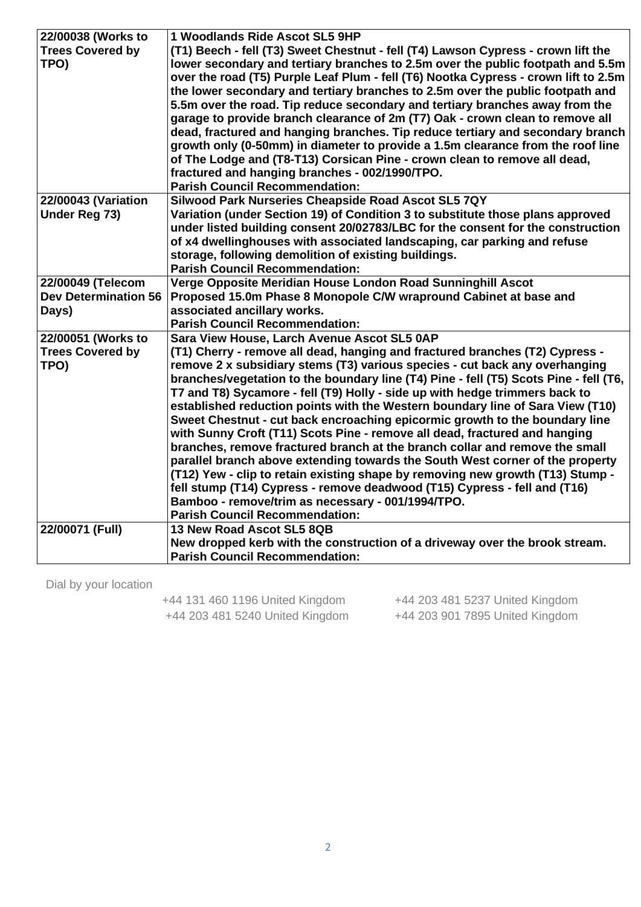| | |
|---|---|
| **22/00038 (Works to Trees Covered by TPO)** | **1 Woodlands Ride Ascot SL5 9HP**<br>**(T1) Beech - fell (T3) Sweet Chestnut - fell (T4) Lawson Cypress - crown lift the lower secondary and tertiary branches to 2.5m over the public footpath and 5.5m over the road (T5) Purple Leaf Plum - fell (T6) Nootka Cypress - crown lift to 2.5m the lower secondary and tertiary branches to 2.5m over the public footpath and 5.5m over the road. Tip reduce secondary and tertiary branches away from the garage to provide branch clearance of 2m (T7) Oak - crown clean to remove all dead, fractured and hanging branches. Tip reduce tertiary and secondary branch growth only (0-50mm) in diameter to provide a 1.5m clearance from the roof line of The Lodge and (T8-T13) Corsican Pine - crown clean to remove all dead, fractured and hanging branches - 002/1990/TPO.**<br>**Parish Council Recommendation:** |
| **22/00043 (Variation Under Reg 73)** | **Silwood Park Nurseries Cheapside Road Ascot SL5 7QY**<br>**Variation (under Section 19) of Condition 3 to substitute those plans approved under listed building consent 20/02783/LBC for the consent for the construction of x4 dwellinghouses with associated landscaping, car parking and refuse storage, following demolition of existing buildings.**<br>**Parish Council Recommendation:** |
| **22/00049 (Telecom Dev Determination 56 Days)** | **Verge Opposite Meridian House London Road Sunninghill Ascot**<br>**Proposed 15.0m Phase 8 Monopole C/W wrapround Cabinet at base and associated ancillary works.**<br>**Parish Council Recommendation:** |
| **22/00051 (Works to Trees Covered by TPO)** | **Sara View House, Larch Avenue Ascot SL5 0AP**<br>**(T1) Cherry - remove all dead, hanging and fractured branches (T2) Cypress - remove 2 x subsidiary stems (T3) various species - cut back any overhanging branches/vegetation to the boundary line (T4) Pine - fell (T5) Scots Pine - fell (T6, T7 and T8) Sycamore - fell (T9) Holly - side up with hedge trimmers back to established reduction points with the Western boundary line of Sara View (T10) Sweet Chestnut - cut back encroaching epicormic growth to the boundary line with Sunny Croft (T11) Scots Pine - remove all dead, fractured and hanging branches, remove fractured branch at the branch collar and remove the small parallel branch above extending towards the South West corner of the property (T12) Yew - clip to retain existing shape by removing new growth (T13) Stump - fell stump (T14) Cypress - remove deadwood (T15) Cypress - fell and (T16) Bamboo - remove/trim as necessary - 001/1994/TPO.**<br>**Parish Council Recommendation:** |
| **22/00071 (Full)** | **13 New Road Ascot SL5 8QB**<br>**New dropped kerb with the construction of a driveway over the brook stream.**<br>**Parish Council Recommendation:** |

Dial by your location

+44 131 460 1196 United Kingdom
+44 203 481 5237 United Kingdom
+44 203 481 5240 United Kingdom
+44 203 901 7895 United Kingdom